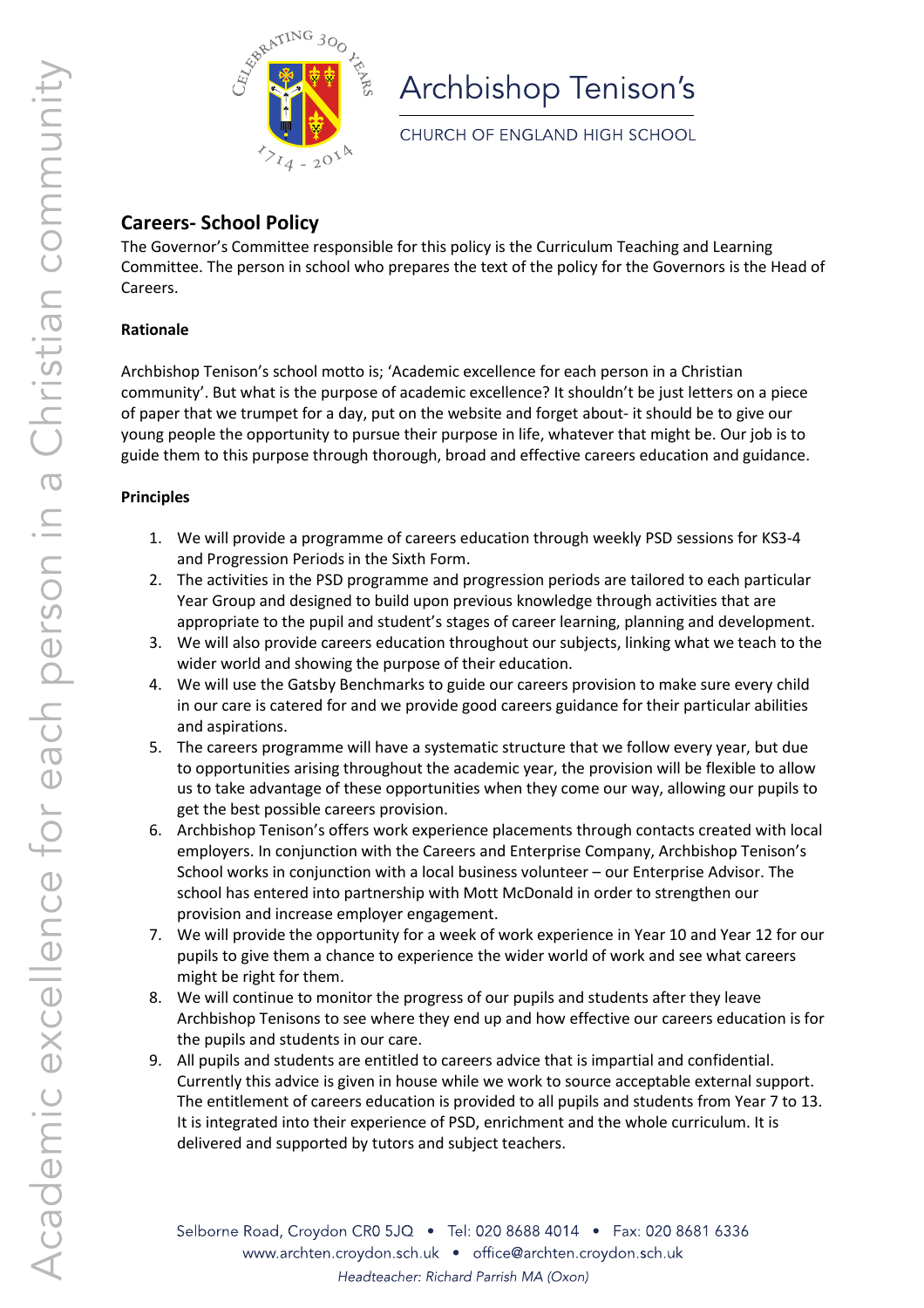Archbishop Tenison's

CHURCH OF ENGLAND HIGH SCHOOL

## Careers- School Policy

The Governor's Committee responsible for this policy is the Curriculum Teaching and Learning Committee. The person in school who prepares the text of the policy for the Governors is the Head of Careers.

**Rationale**

Archbishop Tenison's school motto is; 'Academic excellence for each person in a Christian community'. But what is the purpose of academic excellence? It shouldn't be just letters on a piece of paper that we trumpet for a day, put on the website and forget about- it should be to give our young people the opportunity to pursue their purpose in life, whatever that might be. Our job is to guide them to this purpose through thorough, broad and effective careers education and guidance.

**Principles**

1. We will provide a programme of careers education through weekly PSD sessions for KS3-4 and Progression Periods in the Sixth Form.
2. The activities in the PSD programme and progression periods are tailored to each particular Year Group and designed to build upon previous knowledge through activities that are appropriate to the pupil and student's stages of career learning, planning and development.
3. We will also provide careers education throughout our subjects, linking what we teach to the wider world and showing the purpose of their education.
4. We will use the Gatsby Benchmarks to guide our careers provision to make sure every child in our care is catered for and we provide good careers guidance for their particular abilities and aspirations.
5. The careers programme will have a systematic structure that we follow every year, but due to opportunities arising throughout the academic year, the provision will be flexible to allow us to take advantage of these opportunities when they come our way, allowing our pupils to get the best possible careers provision.
6. Archbishop Tenison's offers work experience placements through contacts created with local employers. In conjunction with the Careers and Enterprise Company, Archbishop Tenison's School works in conjunction with a local business volunteer – our Enterprise Advisor. The school has entered into partnership with Mott McDonald in order to strengthen our provision and increase employer engagement.
7. We will provide the opportunity for a week of work experience in Year 10 and Year 12 for our pupils to give them a chance to experience the wider world of work and see what careers might be right for them.
8. We will continue to monitor the progress of our pupils and students after they leave Archbishop Tenisons to see where they end up and how effective our careers education is for the pupils and students in our care.
9. All pupils and students are entitled to careers advice that is impartial and confidential. Currently this advice is given in house while we work to source acceptable external support. The entitlement of careers education is provided to all pupils and students from Year 7 to 13. It is integrated into their experience of PSD, enrichment and the whole curriculum. It is delivered and supported by tutors and subject teachers.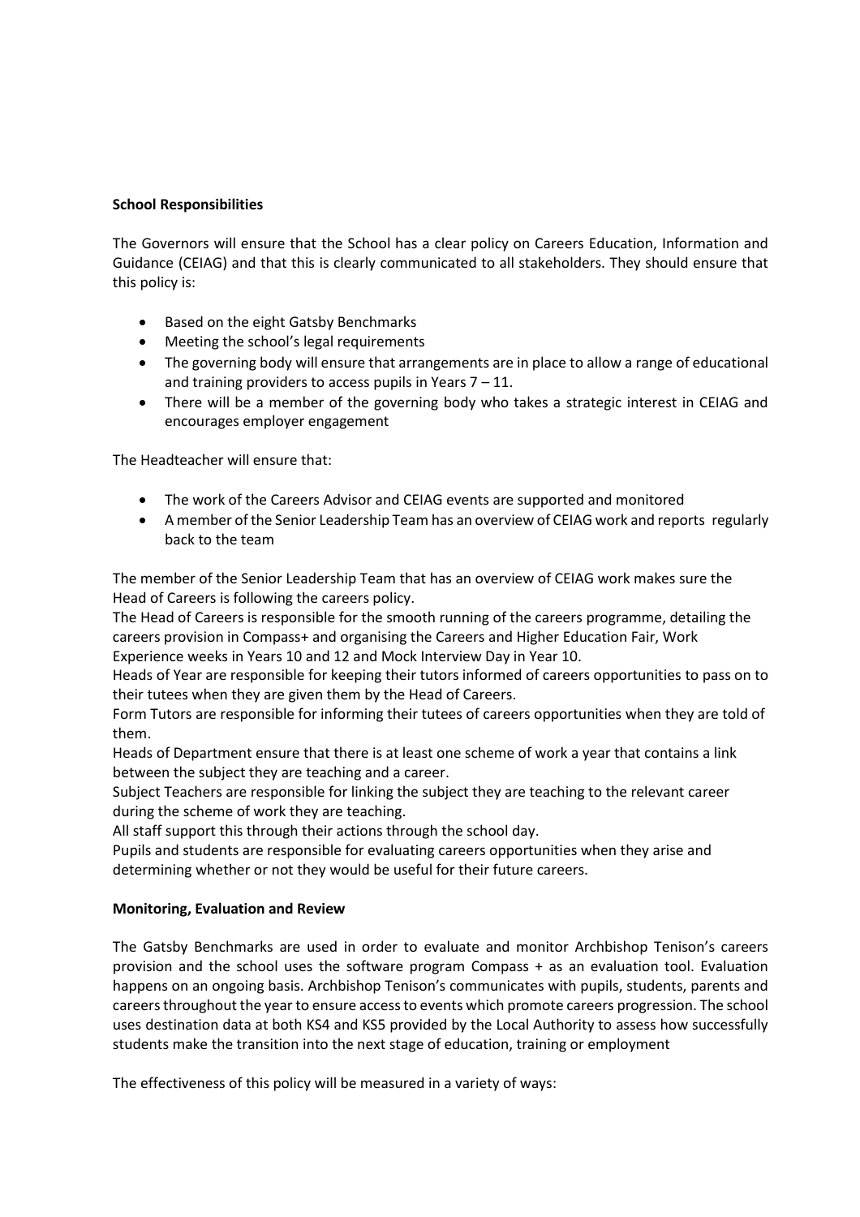**School Responsibilities**

The Governors will ensure that the School has a clear policy on Careers Education, Information and Guidance (CEIAG) and that this is clearly communicated to all stakeholders. They should ensure that this policy is:

- Based on the eight Gatsby Benchmarks
- Meeting the school's legal requirements
- The governing body will ensure that arrangements are in place to allow a range of educational and training providers to access pupils in Years 7 – 11.
- There will be a member of the governing body who takes a strategic interest in CEIAG and encourages employer engagement

The Headteacher will ensure that:

- The work of the Careers Advisor and CEIAG events are supported and monitored
- A member of the Senior Leadership Team has an overview of CEIAG work and reports regularly back to the team

The member of the Senior Leadership Team that has an overview of CEIAG work makes sure the Head of Careers is following the careers policy.
The Head of Careers is responsible for the smooth running of the careers programme, detailing the careers provision in Compass+ and organising the Careers and Higher Education Fair, Work Experience weeks in Years 10 and 12 and Mock Interview Day in Year 10.
Heads of Year are responsible for keeping their tutors informed of careers opportunities to pass on to their tutees when they are given them by the Head of Careers.
Form Tutors are responsible for informing their tutees of careers opportunities when they are told of them.
Heads of Department ensure that there is at least one scheme of work a year that contains a link between the subject they are teaching and a career.
Subject Teachers are responsible for linking the subject they are teaching to the relevant career during the scheme of work they are teaching.
All staff support this through their actions through the school day.
Pupils and students are responsible for evaluating careers opportunities when they arise and determining whether or not they would be useful for their future careers.

**Monitoring, Evaluation and Review**

The Gatsby Benchmarks are used in order to evaluate and monitor Archbishop Tenison's careers provision and the school uses the software program Compass + as an evaluation tool. Evaluation happens on an ongoing basis. Archbishop Tenison's communicates with pupils, students, parents and careers throughout the year to ensure access to events which promote careers progression. The school uses destination data at both KS4 and KS5 provided by the Local Authority to assess how successfully students make the transition into the next stage of education, training or employment

The effectiveness of this policy will be measured in a variety of ways: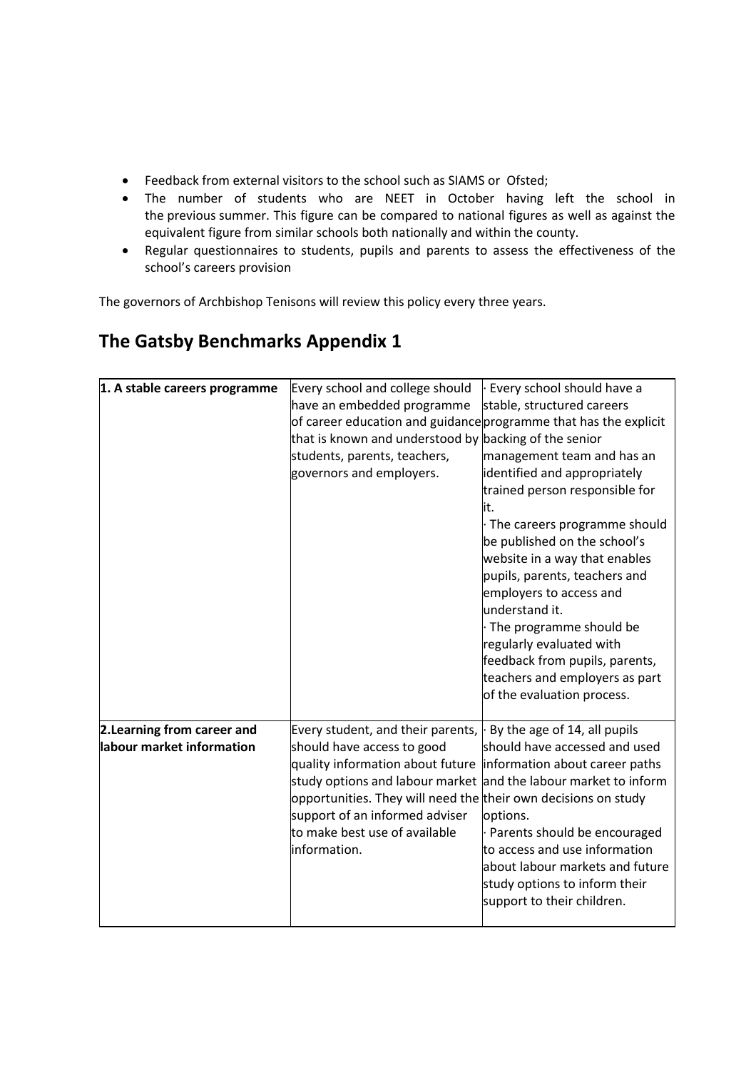- Feedback from external visitors to the school such as SIAMS or Ofsted;
- The number of students who are NEET in October having left the school in the previous summer. This figure can be compared to national figures as well as against the equivalent figure from similar schools both nationally and within the county.
- Regular questionnaires to students, pupils and parents to assess the effectiveness of the school's careers provision

The governors of Archbishop Tenisons will review this policy every three years.

## The Gatsby Benchmarks Appendix 1

| **1. A stable careers programme** | Every school and college should have an embedded programme of career education and guidance that is known and understood by students, parents, teachers, governors and employers. | · Every school should have a stable, structured careers programme that has the explicit backing of the senior management team and has an identified and appropriately trained person responsible for it.<br>· The careers programme should be published on the school's website in a way that enables pupils, parents, teachers and employers to access and understand it.<br>· The programme should be regularly evaluated with feedback from pupils, parents, teachers and employers as part of the evaluation process. |
|---|---|---|
| **2.Learning from career and labour market information** | Every student, and their parents, should have access to good quality information about future study options and labour market opportunities. They will need the support of an informed adviser to make best use of available information. | · By the age of 14, all pupils should have accessed and used information about career paths and the labour market to inform their own decisions on study options.<br>· Parents should be encouraged to access and use information about labour markets and future study options to inform their support to their children. |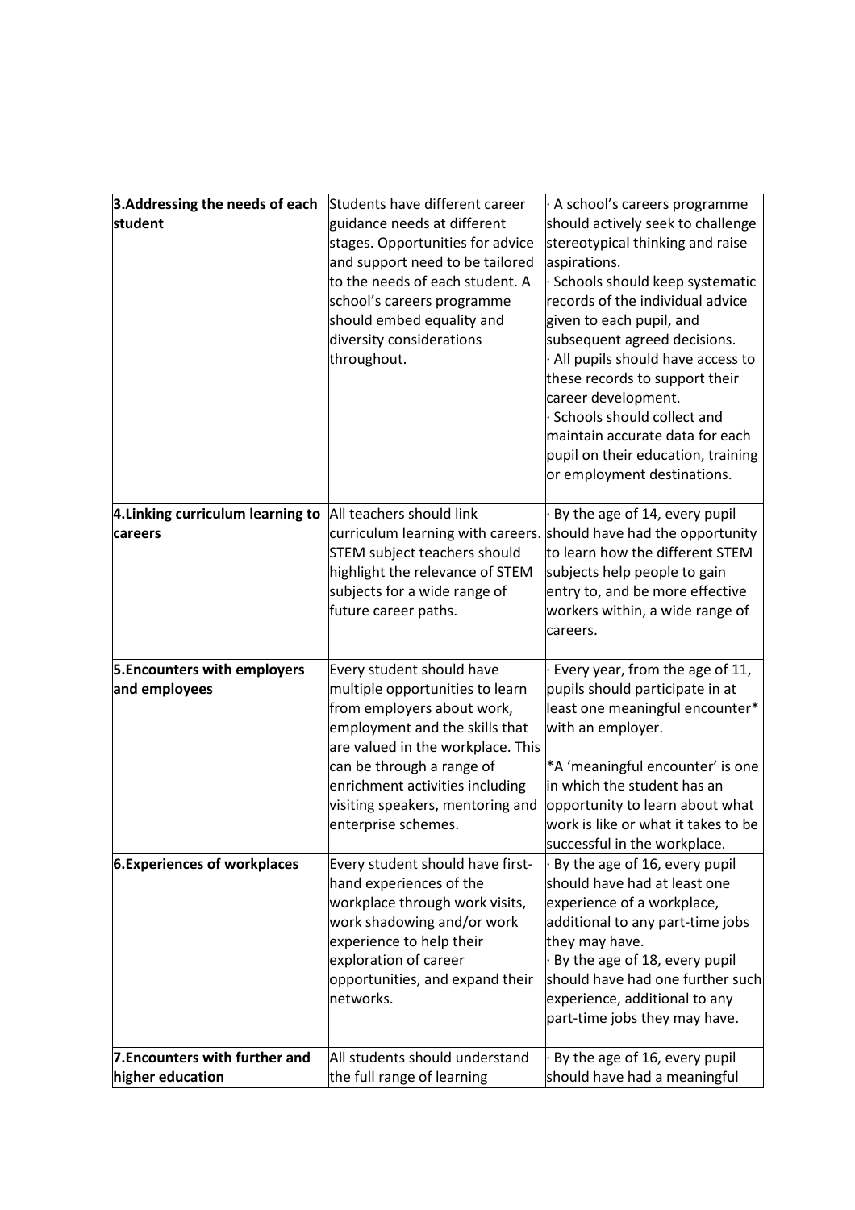| | | |
|---|---|---|
| **3.Addressing the needs of each student** | Students have different career guidance needs at different stages. Opportunities for advice and support need to be tailored to the needs of each student. A school's careers programme should embed equality and diversity considerations throughout. | · A school's careers programme should actively seek to challenge stereotypical thinking and raise aspirations.<br>· Schools should keep systematic records of the individual advice given to each pupil, and subsequent agreed decisions.<br>· All pupils should have access to these records to support their career development.<br>· Schools should collect and maintain accurate data for each pupil on their education, training or employment destinations. |
| **4.Linking curriculum learning to careers** | All teachers should link curriculum learning with careers. STEM subject teachers should highlight the relevance of STEM subjects for a wide range of future career paths. | · By the age of 14, every pupil should have had the opportunity to learn how the different STEM subjects help people to gain entry to, and be more effective workers within, a wide range of careers. |
| **5.Encounters with employers and employees** | Every student should have multiple opportunities to learn from employers about work, employment and the skills that are valued in the workplace. This can be through a range of enrichment activities including visiting speakers, mentoring and enterprise schemes. | · Every year, from the age of 11, pupils should participate in at least one meaningful encounter* with an employer.<br><br>*A 'meaningful encounter' is one in which the student has an opportunity to learn about what work is like or what it takes to be successful in the workplace. |
| **6.Experiences of workplaces** | Every student should have first-hand experiences of the workplace through work visits, work shadowing and/or work experience to help their exploration of career opportunities, and expand their networks. | · By the age of 16, every pupil should have had at least one experience of a workplace, additional to any part-time jobs they may have.<br>· By the age of 18, every pupil should have had one further such experience, additional to any part-time jobs they may have. |
| **7.Encounters with further and higher education** | All students should understand the full range of learning | · By the age of 16, every pupil should have had a meaningful |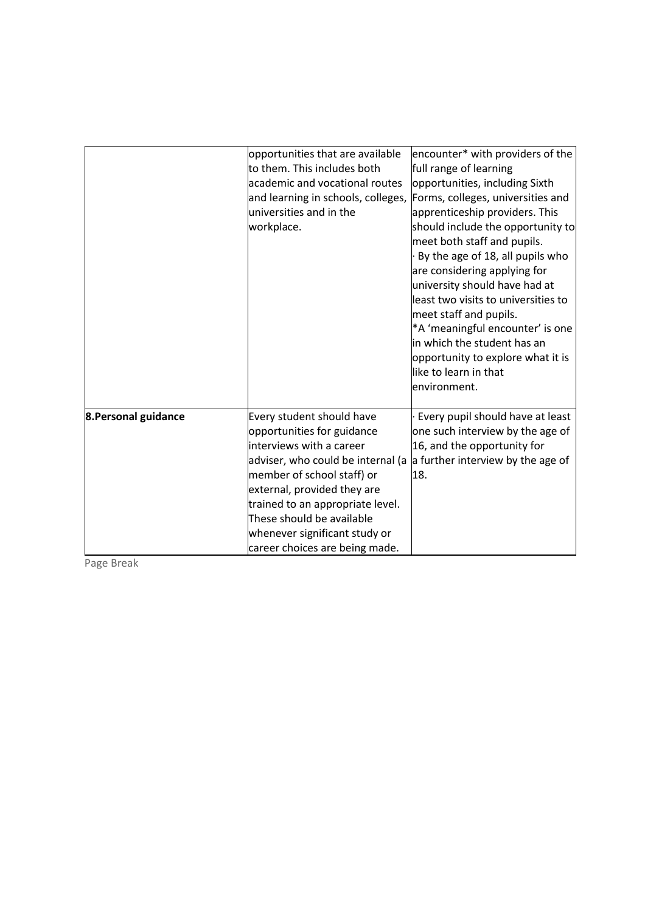| | | |
|---|---|---|
| | opportunities that are available to them. This includes both academic and vocational routes and learning in schools, colleges, universities and in the workplace. | encounter* with providers of the full range of learning opportunities, including Sixth Forms, colleges, universities and apprenticeship providers. This should include the opportunity to meet both staff and pupils.<br>· By the age of 18, all pupils who are considering applying for university should have had at least two visits to universities to meet staff and pupils.<br>*A 'meaningful encounter' is one in which the student has an opportunity to explore what it is like to learn in that environment. |
| **8.Personal guidance** | Every student should have opportunities for guidance interviews with a career adviser, who could be internal (a member of school staff) or external, provided they are trained to an appropriate level. These should be available whenever significant study or career choices are being made. | · Every pupil should have at least one such interview by the age of 16, and the opportunity for a further interview by the age of 18. |

Page Break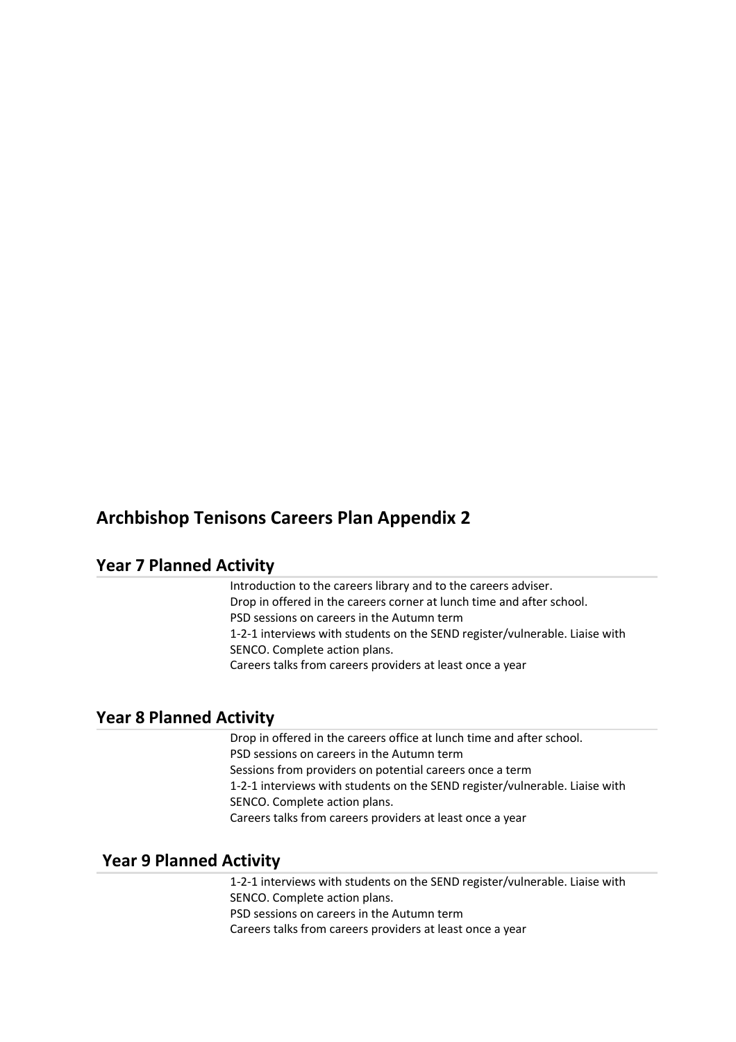## Archbishop Tenisons Careers Plan Appendix 2

### Year 7 Planned Activity

Introduction to the careers library and to the careers adviser.
Drop in offered in the careers corner at lunch time and after school.
PSD sessions on careers in the Autumn term
1-2-1 interviews with students on the SEND register/vulnerable. Liaise with SENCO. Complete action plans.
Careers talks from careers providers at least once a year

### Year 8 Planned Activity

Drop in offered in the careers office at lunch time and after school.
PSD sessions on careers in the Autumn term
Sessions from providers on potential careers once a term
1-2-1 interviews with students on the SEND register/vulnerable. Liaise with SENCO. Complete action plans.
Careers talks from careers providers at least once a year

### Year 9 Planned Activity

1-2-1 interviews with students on the SEND register/vulnerable. Liaise with SENCO. Complete action plans.
PSD sessions on careers in the Autumn term
Careers talks from careers providers at least once a year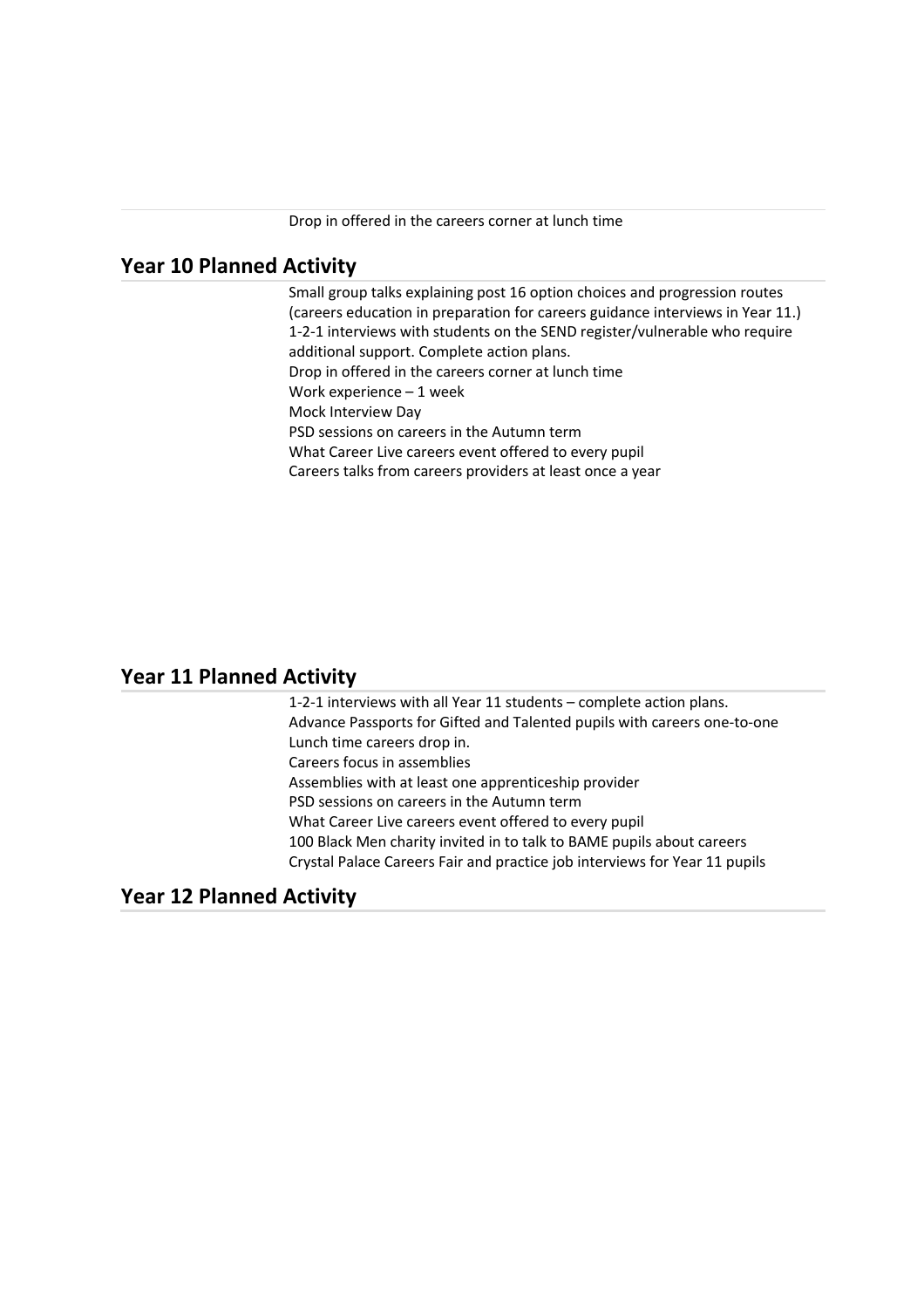Drop in offered in the careers corner at lunch time

## Year 10 Planned Activity

Small group talks explaining post 16 option choices and progression routes (careers education in preparation for careers guidance interviews in Year 11.)
1-2-1 interviews with students on the SEND register/vulnerable who require additional support. Complete action plans.
Drop in offered in the careers corner at lunch time
Work experience – 1 week
Mock Interview Day
PSD sessions on careers in the Autumn term
What Career Live careers event offered to every pupil
Careers talks from careers providers at least once a year

## Year 11 Planned Activity

1-2-1 interviews with all Year 11 students – complete action plans.
Advance Passports for Gifted and Talented pupils with careers one-to-one
Lunch time careers drop in.
Careers focus in assemblies
Assemblies with at least one apprenticeship provider
PSD sessions on careers in the Autumn term
What Career Live careers event offered to every pupil
100 Black Men charity invited in to talk to BAME pupils about careers
Crystal Palace Careers Fair and practice job interviews for Year 11 pupils

## Year 12 Planned Activity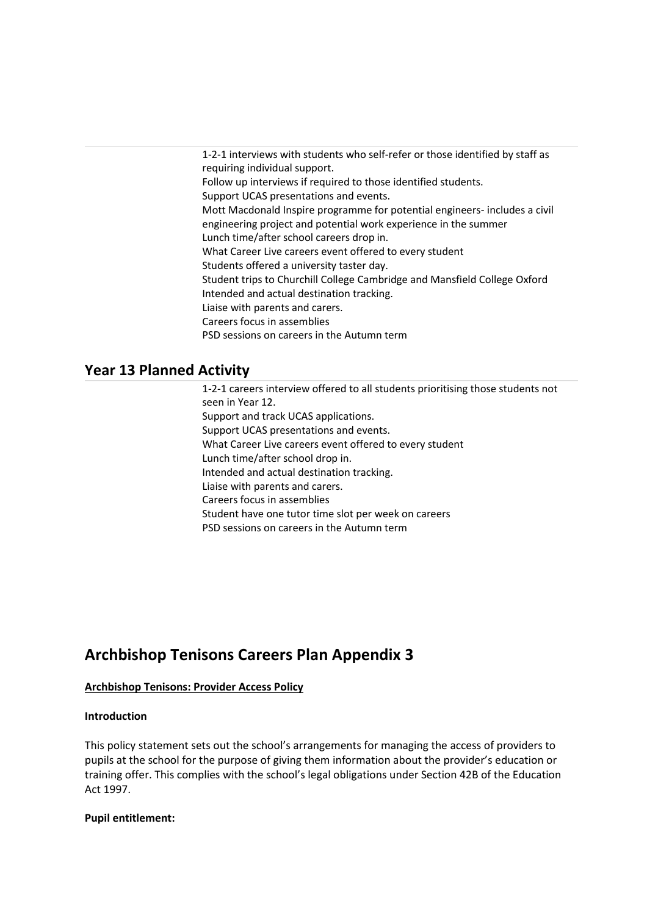1-2-1 interviews with students who self-refer or those identified by staff as requiring individual support.
Follow up interviews if required to those identified students.
Support UCAS presentations and events.
Mott Macdonald Inspire programme for potential engineers- includes a civil engineering project and potential work experience in the summer
Lunch time/after school careers drop in.
What Career Live careers event offered to every student
Students offered a university taster day.
Student trips to Churchill College Cambridge and Mansfield College Oxford
Intended and actual destination tracking.
Liaise with parents and carers.
Careers focus in assemblies
PSD sessions on careers in the Autumn term

## Year 13 Planned Activity

1-2-1 careers interview offered to all students prioritising those students not seen in Year 12.
Support and track UCAS applications.
Support UCAS presentations and events.
What Career Live careers event offered to every student
Lunch time/after school drop in.
Intended and actual destination tracking.
Liaise with parents and carers.
Careers focus in assemblies
Student have one tutor time slot per week on careers
PSD sessions on careers in the Autumn term

## Archbishop Tenisons Careers Plan Appendix 3

**Archbishop Tenisons: Provider Access Policy**

**Introduction**

This policy statement sets out the school's arrangements for managing the access of providers to pupils at the school for the purpose of giving them information about the provider's education or training offer. This complies with the school's legal obligations under Section 42B of the Education Act 1997.

**Pupil entitlement:**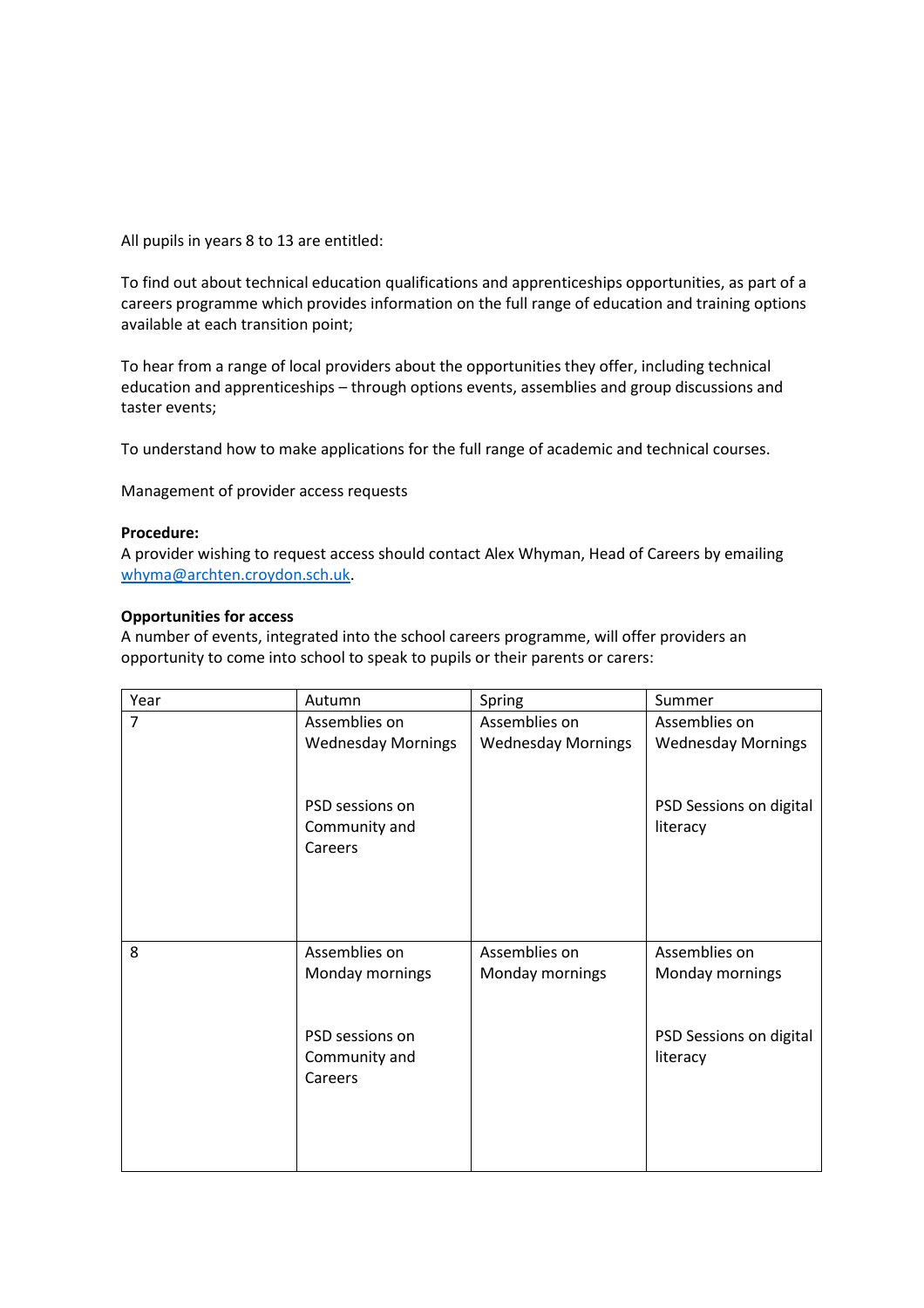All pupils in years 8 to 13 are entitled:

To find out about technical education qualifications and apprenticeships opportunities, as part of a careers programme which provides information on the full range of education and training options available at each transition point;

To hear from a range of local providers about the opportunities they offer, including technical education and apprenticeships – through options events, assemblies and group discussions and taster events;

To understand how to make applications for the full range of academic and technical courses.

Management of provider access requests

**Procedure:**
A provider wishing to request access should contact Alex Whyman, Head of Careers by emailing [whyma@archten.croydon.sch.uk](mailto:whyma@archten.croydon.sch.uk).

**Opportunities for access**
A number of events, integrated into the school careers programme, will offer providers an opportunity to come into school to speak to pupils or their parents or carers:

| Year | Autumn | Spring | Summer |
|---|---|---|---|
| 7 | Assemblies on Wednesday Mornings<br><br>PSD sessions on Community and Careers | Assemblies on Wednesday Mornings | Assemblies on Wednesday Mornings<br><br>PSD Sessions on digital literacy |
| 8 | Assemblies on Monday mornings<br><br>PSD sessions on Community and Careers | Assemblies on Monday mornings | Assemblies on Monday mornings<br><br>PSD Sessions on digital literacy |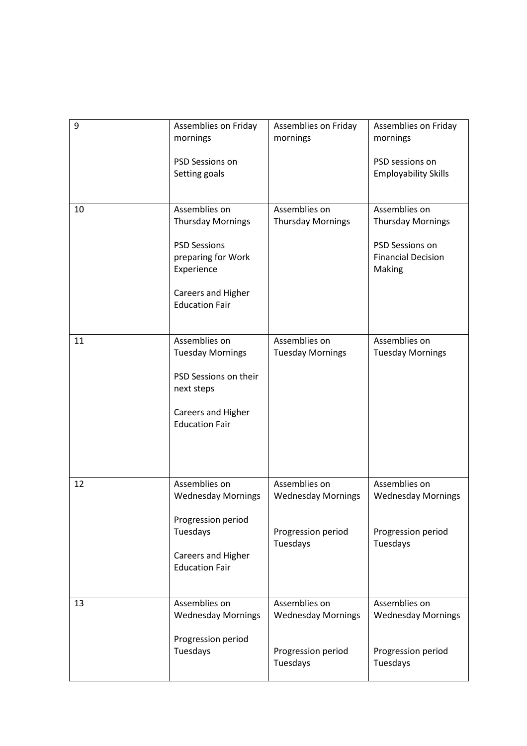| 9 | Assemblies on Friday mornings<br><br>PSD Sessions on Setting goals | Assemblies on Friday mornings | Assemblies on Friday mornings<br><br>PSD sessions on Employability Skills |
|---|---|---|---|
| 10 | Assemblies on Thursday Mornings<br><br>PSD Sessions preparing for Work Experience<br><br>Careers and Higher Education Fair | Assemblies on Thursday Mornings | Assemblies on Thursday Mornings<br><br>PSD Sessions on Financial Decision Making |
| 11 | Assemblies on Tuesday Mornings<br><br>PSD Sessions on their next steps<br><br>Careers and Higher Education Fair | Assemblies on Tuesday Mornings | Assemblies on Tuesday Mornings |
| 12 | Assemblies on Wednesday Mornings<br><br>Progression period Tuesdays<br><br>Careers and Higher Education Fair | Assemblies on Wednesday Mornings<br><br>Progression period Tuesdays | Assemblies on Wednesday Mornings<br><br>Progression period Tuesdays |
| 13 | Assemblies on Wednesday Mornings<br><br>Progression period Tuesdays | Assemblies on Wednesday Mornings<br><br>Progression period Tuesdays | Assemblies on Wednesday Mornings<br><br>Progression period Tuesdays |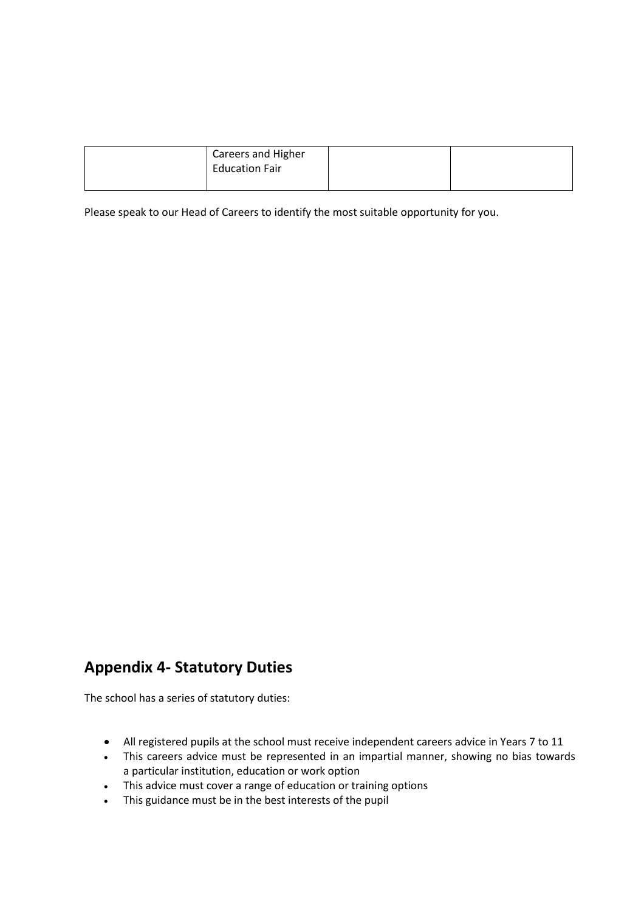| | | | |
|---|---|---|---|
| | Careers and Higher Education Fair | | |

Please speak to our Head of Careers to identify the most suitable opportunity for you.

## Appendix 4- Statutory Duties

The school has a series of statutory duties:

- All registered pupils at the school must receive independent careers advice in Years 7 to 11
- This careers advice must be represented in an impartial manner, showing no bias towards a particular institution, education or work option
- This advice must cover a range of education or training options
- This guidance must be in the best interests of the pupil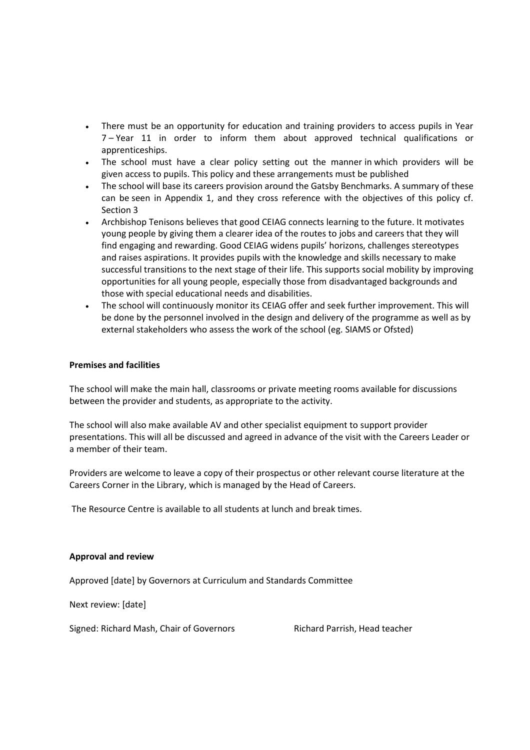- There must be an opportunity for education and training providers to access pupils in Year 7 – Year 11 in order to inform them about approved technical qualifications or apprenticeships.
- The school must have a clear policy setting out the manner in which providers will be given access to pupils. This policy and these arrangements must be published
- The school will base its careers provision around the Gatsby Benchmarks. A summary of these can be seen in Appendix 1, and they cross reference with the objectives of this policy cf. Section 3
- Archbishop Tenisons believes that good CEIAG connects learning to the future. It motivates young people by giving them a clearer idea of the routes to jobs and careers that they will find engaging and rewarding. Good CEIAG widens pupils' horizons, challenges stereotypes and raises aspirations. It provides pupils with the knowledge and skills necessary to make successful transitions to the next stage of their life. This supports social mobility by improving opportunities for all young people, especially those from disadvantaged backgrounds and those with special educational needs and disabilities.
- The school will continuously monitor its CEIAG offer and seek further improvement. This will be done by the personnel involved in the design and delivery of the programme as well as by external stakeholders who assess the work of the school (eg. SIAMS or Ofsted)

**Premises and facilities**

The school will make the main hall, classrooms or private meeting rooms available for discussions between the provider and students, as appropriate to the activity.

The school will also make available AV and other specialist equipment to support provider presentations. This will all be discussed and agreed in advance of the visit with the Careers Leader or a member of their team.

Providers are welcome to leave a copy of their prospectus or other relevant course literature at the Careers Corner in the Library, which is managed by the Head of Careers.

The Resource Centre is available to all students at lunch and break times.

**Approval and review**

Approved [date] by Governors at Curriculum and Standards Committee

Next review: [date]

Signed: Richard Mash, Chair of Governors Richard Parrish, Head teacher